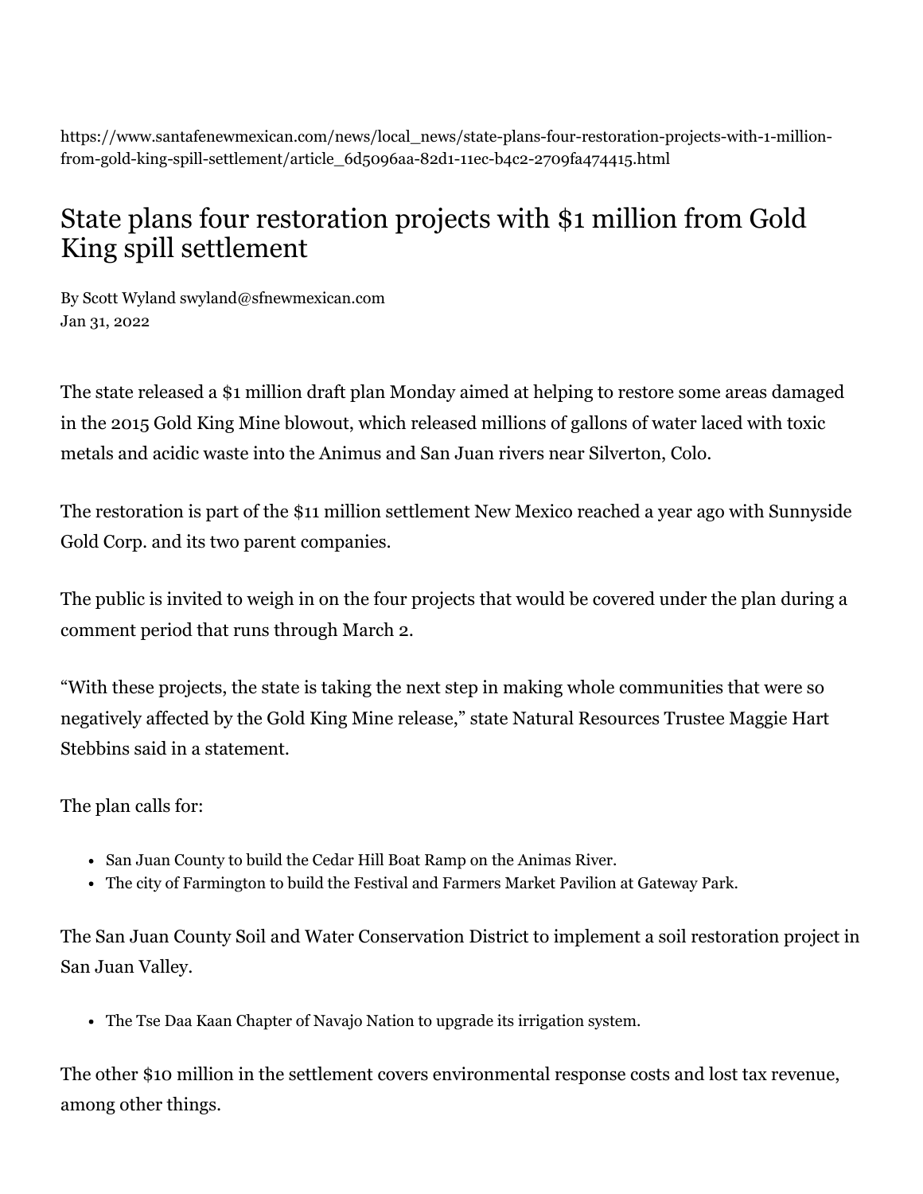https://www.santafenewmexican.com/news/local_news/state-plans-four-restoration-projects-with-1-million-from-gold-king-spill-settlement/article_6d5096aa-82d1-11ec-b4c2-2709fa474415.html

# State plans four restoration projects with $1 million from Gold King spill settlement

By Scott Wyland swyland@sfnewmexican.com
Jan 31, 2022

The state released a $1 million draft plan Monday aimed at helping to restore some areas damaged in the 2015 Gold King Mine blowout, which released millions of gallons of water laced with toxic metals and acidic waste into the Animus and San Juan rivers near Silverton, Colo.

The restoration is part of the $11 million settlement New Mexico reached a year ago with Sunnyside Gold Corp. and its two parent companies.

The public is invited to weigh in on the four projects that would be covered under the plan during a comment period that runs through March 2.

“With these projects, the state is taking the next step in making whole communities that were so negatively affected by the Gold King Mine release,” state Natural Resources Trustee Maggie Hart Stebbins said in a statement.

The plan calls for:

- San Juan County to build the Cedar Hill Boat Ramp on the Animas River.
- The city of Farmington to build the Festival and Farmers Market Pavilion at Gateway Park.

The San Juan County Soil and Water Conservation District to implement a soil restoration project in San Juan Valley.

- The Tse Daa Kaan Chapter of Navajo Nation to upgrade its irrigation system.

The other $10 million in the settlement covers environmental response costs and lost tax revenue, among other things.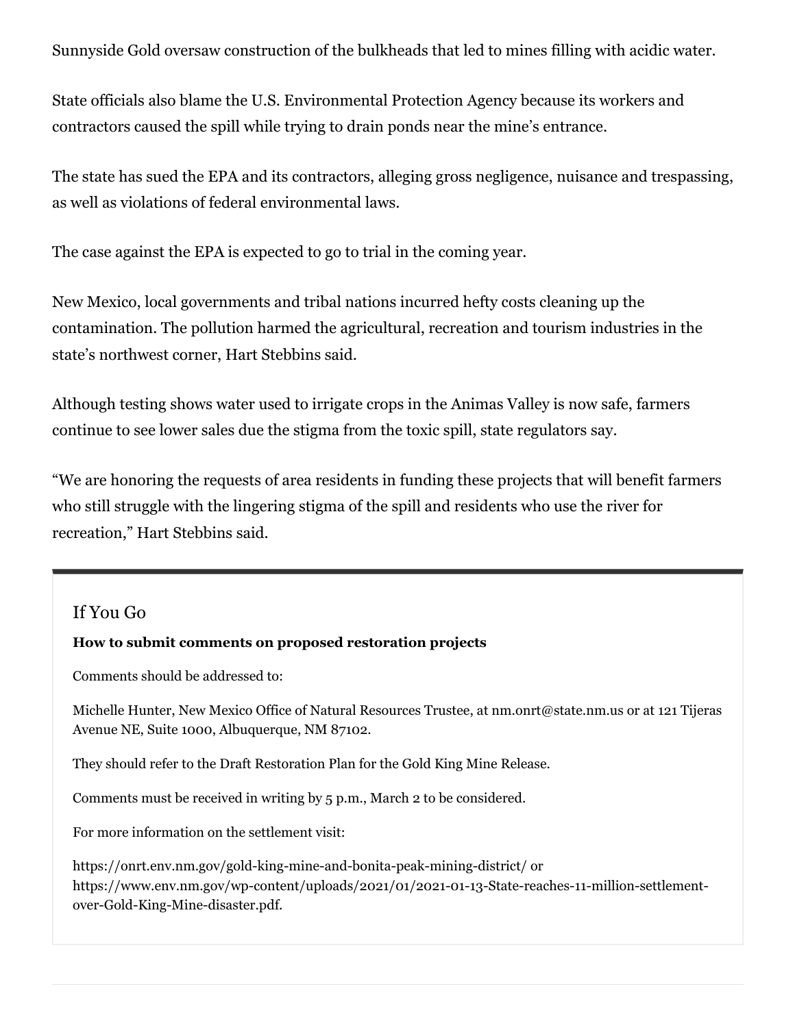Sunnyside Gold oversaw construction of the bulkheads that led to mines filling with acidic water.

State officials also blame the U.S. Environmental Protection Agency because its workers and contractors caused the spill while trying to drain ponds near the mine's entrance.

The state has sued the EPA and its contractors, alleging gross negligence, nuisance and trespassing, as well as violations of federal environmental laws.

The case against the EPA is expected to go to trial in the coming year.

New Mexico, local governments and tribal nations incurred hefty costs cleaning up the contamination. The pollution harmed the agricultural, recreation and tourism industries in the state's northwest corner, Hart Stebbins said.

Although testing shows water used to irrigate crops in the Animas Valley is now safe, farmers continue to see lower sales due the stigma from the toxic spill, state regulators say.

"We are honoring the requests of area residents in funding these projects that will benefit farmers who still struggle with the lingering stigma of the spill and residents who use the river for recreation," Hart Stebbins said.

---

## If You Go

**How to submit comments on proposed restoration projects**

Comments should be addressed to:

Michelle Hunter, New Mexico Office of Natural Resources Trustee, at nm.onrt@state.nm.us or at 121 Tijeras Avenue NE, Suite 1000, Albuquerque, NM 87102.

They should refer to the Draft Restoration Plan for the Gold King Mine Release.

Comments must be received in writing by 5 p.m., March 2 to be considered.

For more information on the settlement visit:

https://onrt.env.nm.gov/gold-king-mine-and-bonita-peak-mining-district/ or https://www.env.nm.gov/wp-content/uploads/2021/01/2021-01-13-State-reaches-11-million-settlement-over-Gold-King-Mine-disaster.pdf.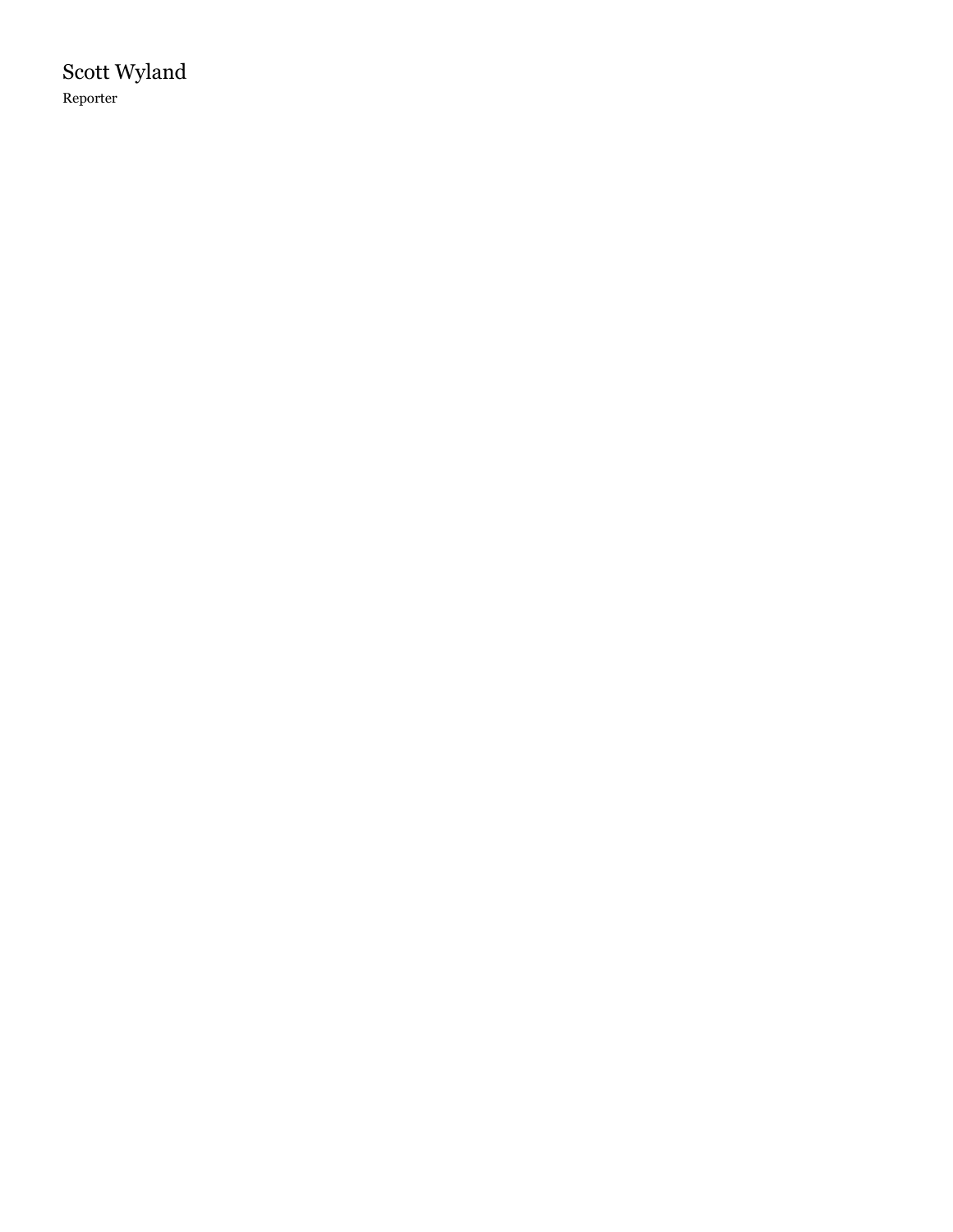Scott Wyland

Reporter